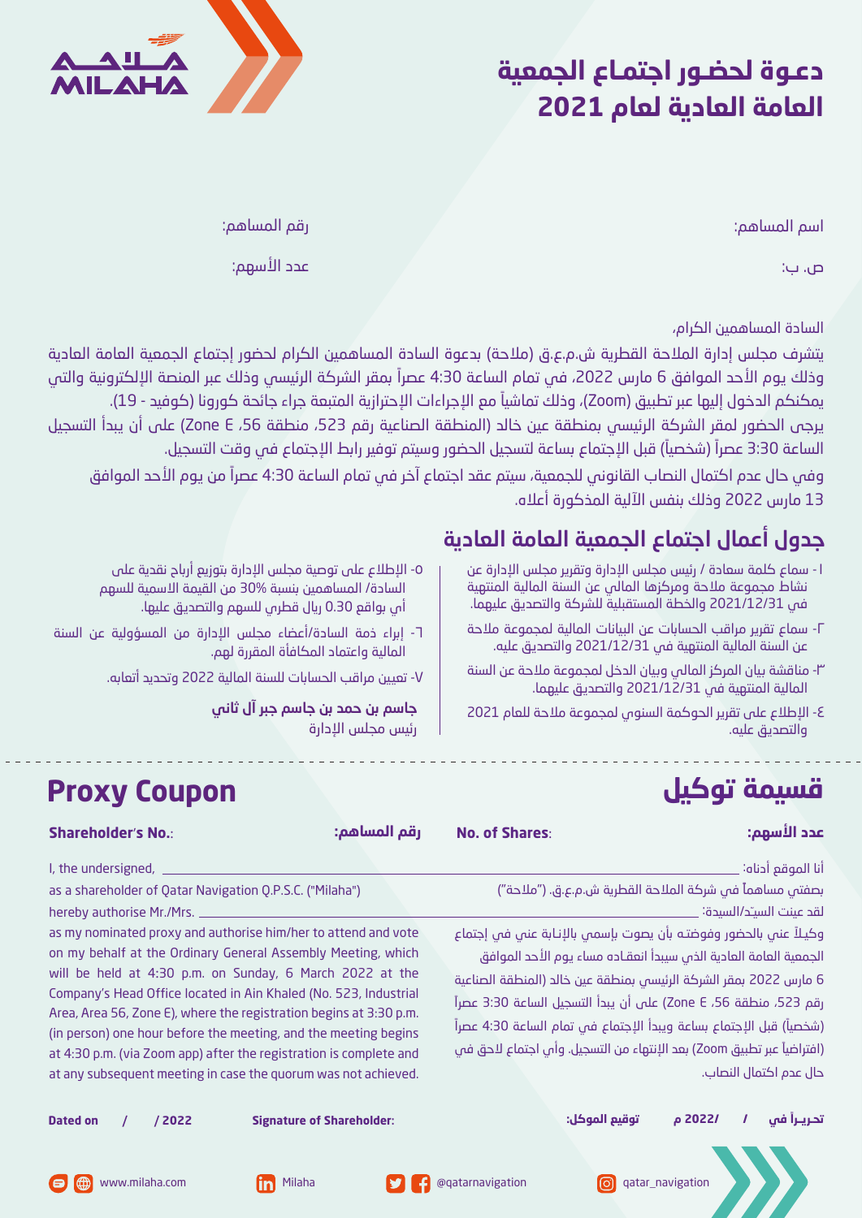MILAHA

# دعـوة لحضـور اجتمـاع الجمعية العامة العادية لعام 2021

اسم المساهم:

رقم المساهم:

ص. ب:

عدد الأسهم:

السادة المساهمين الكرام،

يتشرف مجلس إدارة الملاحة القطرية ش.م.ع.ق (ملاحة) بدعوة السادة المساهمين الكرام لحضور إجتماع الجمعية العامة العادية وذلك يوم الأحد الموافق 6 مارس 2022، في تمام الساعة 4:30 عصراً بمقر الشركة الرئيسي وذلك عبر المنصة الإلكترونية والتي يمكنكم الدخول إليها عبر تطبيق (Zoom)، وذلك تماشياً مع الإجراءات الإحترازية المتبعة جراء جائحة كورونا (كوفيد - 19).

يرجى الحضور لمقر الشركة الرئيسي بمنطقة عين خالد (المنطقة الصناعية رقم 523، منطقة 56، Zone E) على أن يبدأ التسجيل الساعة 3:30 عصراً (شخصياً) قبل الإجتماع بساعة لتسجيل الحضور وسيتم توفير رابط الإجتماع في وقت التسجيل.

وفي حال عدم اكتمال النصاب القانوني للجمعية، سيتم عقد اجتماع آخر في تمام الساعة 4:30 عصراً من يوم الأحد الموافق 13 مارس 2022 وذلك بنفس الآلية المذكورة أعلاه.

## جدول أعمال اجتماع الجمعية العامة العادية

١- سماع كلمة سعادة / رئيس مجلس الإدارة وتقرير مجلس الإدارة عن نشاط مجموعة ملاحة ومركزها المالي عن السنة المالية المنتهية في 2021/12/31 والخطة المستقبلية للشركة والتصديق عليهما.

٢- سماع تقرير مراقب الحسابات عن البيانات المالية لمجموعة ملاحة عن السنة المالية المنتهية في 2021/12/31 والتصديق عليه.

٣- مناقشة بيان المركز المالي وبيان الدخل لمجموعة ملاحة عن السنة المالية المنتهية في 2021/12/31 والتصديق عليهما.

٤- الإطلاع على تقرير الحوكمة السنوي لمجموعة ملاحة للعام 2021 والتصديق عليه.

٥- الإطلاع على توصية مجلس الإدارة بتوزيع أرباح نقدية على السادة/ المساهمين بنسبة 30% من القيمة الاسمية للسهم أي بواقع 0.30 ريال قطري للسهم والتصديق عليها.

٦- إبراء ذمة السادة/أعضاء مجلس الإدارة من المسؤولية عن السنة المالية واعتماد المكافأة المقررة لهم.

٧- تعيين مراقب الحسابات للسنة المالية 2022 وتحديد أتعابه.

**جاسم بن حمد بن جاسم جبر آل ثاني**
رئيس مجلس الإدارة

---

# قسيمة توكيل

**عدد الأسهم:**

**رقم المساهم:**

أنا الموقع أدناه: ____________________

بصفتي مساهماً في شركة الملاحة القطرية ش.م.ع.ق. ("ملاحة")

لقد عينت السيّد/السيدة: ____________________

وكيلاً عني بالحضور وفوضته بأن يصوت بإسمي بالإنابة عني في إجتماع الجمعية العامة العادية الذي سيبدأ انعقاده مساء يوم الأحد الموافق 6 مارس 2022 بمقر الشركة الرئيسي بمنطقة عين خالد (المنطقة الصناعية رقم 523، منطقة 56، Zone E) على أن يبدأ التسجيل الساعة 3:30 عصراً (شخصياً) قبل الإجتماع بساعة ويبدأ الإجتماع في تمام الساعة 4:30 عصراً (افتراضياً عبر تطبيق Zoom) بعد الإنتهاء من التسجيل. وأي اجتماع لاحق في حال عدم اكتمال النصاب.

**تحريـراً في / /2022 م**

**توقيع الموكل:**

# Proxy Coupon

**Shareholder's No.:**

**No. of Shares:**

I, the undersigned, ____________________

as a shareholder of Qatar Navigation Q.P.S.C. ("Milaha")

hereby authorise Mr./Mrs. ____________________

as my nominated proxy and authorise him/her to attend and vote on my behalf at the Ordinary General Assembly Meeting, which will be held at 4:30 p.m. on Sunday, 6 March 2022 at the Company's Head Office located in Ain Khaled (No. 523, Industrial Area, Area 56, Zone E), where the registration begins at 3:30 p.m. (in person) one hour before the meeting, and the meeting begins at 4:30 p.m. (via Zoom app) after the registration is complete and at any subsequent meeting in case the quorum was not achieved.

**Dated on / / 2022**

**Signature of Shareholder:**

www.milaha.com | Milaha | @qatarnavigation | qatar_navigation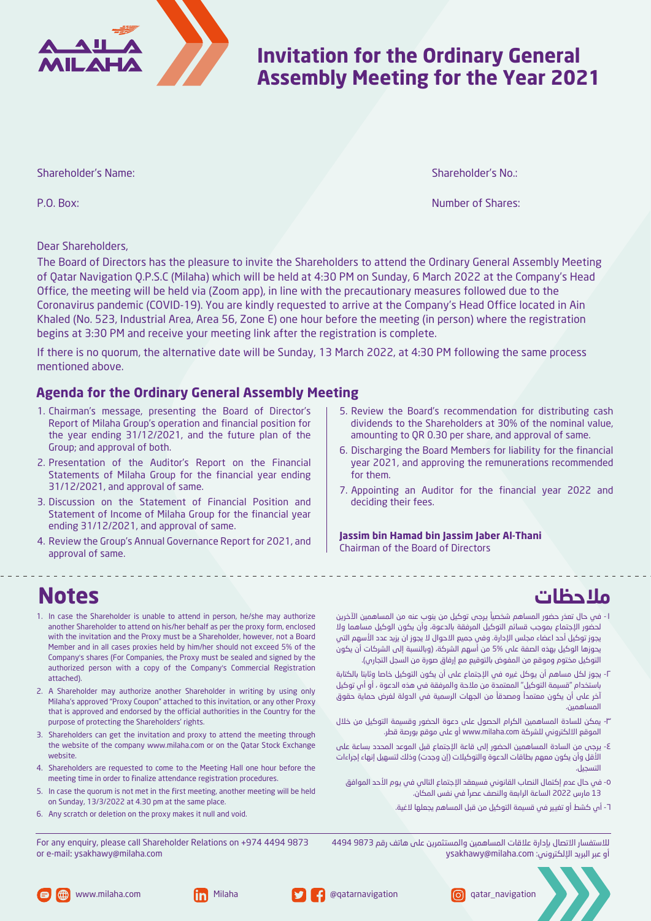# Invitation for the Ordinary General Assembly Meeting for the Year 2021

Shareholder's Name: Shareholder's No.:

P.O. Box: Number of Shares:

Dear Shareholders,

The Board of Directors has the pleasure to invite the Shareholders to attend the Ordinary General Assembly Meeting of Qatar Navigation Q.P.S.C (Milaha) which will be held at 4:30 PM on Sunday, 6 March 2022 at the Company's Head Office, the meeting will be held via (Zoom app), in line with the precautionary measures followed due to the Coronavirus pandemic (COVID-19). You are kindly requested to arrive at the Company's Head Office located in Ain Khaled (No. 523, Industrial Area, Area 56, Zone E) one hour before the meeting (in person) where the registration begins at 3:30 PM and receive your meeting link after the registration is complete.

If there is no quorum, the alternative date will be Sunday, 13 March 2022, at 4:30 PM following the same process mentioned above.

## Agenda for the Ordinary General Assembly Meeting

1. Chairman's message, presenting the Board of Director's Report of Milaha Group's operation and financial position for the year ending 31/12/2021, and the future plan of the Group; and approval of both.
2. Presentation of the Auditor's Report on the Financial Statements of Milaha Group for the financial year ending 31/12/2021, and approval of same.
3. Discussion on the Statement of Financial Position and Statement of Income of Milaha Group for the financial year ending 31/12/2021, and approval of same.
4. Review the Group's Annual Governance Report for 2021, and approval of same.
5. Review the Board's recommendation for distributing cash dividends to the Shareholders at 30% of the nominal value, amounting to QR 0.30 per share, and approval of same.
6. Discharging the Board Members for liability for the financial year 2021, and approving the remunerations recommended for them.
7. Appointing an Auditor for the financial year 2022 and deciding their fees.

**Jassim bin Hamad bin Jassim Jaber Al-Thani**
Chairman of the Board of Directors

## Notes

1. In case the Shareholder is unable to attend in person, he/she may authorize another Shareholder to attend on his/her behalf as per the proxy form, enclosed with the invitation and the Proxy must be a Shareholder, however, not a Board Member and in all cases proxies held by him/her should not exceed 5% of the Company's shares (For Companies, the Proxy must be sealed and signed by the authorized person with a copy of the Company's Commercial Registration attached).
2. A Shareholder may authorize another Shareholder in writing by using only Milaha's approved "Proxy Coupon" attached to this invitation, or any other Proxy that is approved and endorsed by the official authorities in the Country for the purpose of protecting the Shareholders' rights.
3. Shareholders can get the invitation and proxy to attend the meeting through the website of the company www.milaha.com or on the Qatar Stock Exchange website.
4. Shareholders are requested to come to the Meeting Hall one hour before the meeting time in order to finalize attendance registration procedures.
5. In case the quorum is not met in the first meeting, another meeting will be held on Sunday, 13/3/2022 at 4.30 pm at the same place.
6. Any scratch or deletion on the proxy makes it null and void.

## ملاحظات

١- في حال تعذر حضور المساهم شخصياً يرجى توكيل من ينوب عنه من المساهمين الآخرين لحضور الإجتماع بموجب قسائم التوكيل المرفقة بالدعوة، وأن يكون الوكيل مساهما ولا يجوز توكيل أحد اعضاء مجلس الإدارة، وفي جميع الاحوال لا يجوز ان يزيد عدد الأسهم التي يحوزها الوكيل بهذه الصفة على 5% من أسهم الشركة، (وبالنسبة إلى الشركات أن يكون التوكيل مختوم وموقع من المفوض بالتوقيع مع إرفاق صورة من السجل التجاري).

٢- يجوز لكل مساهم أن يوكل غيره في الإجتماع على أن يكون التوكيل خاصا وثابتا بالكتابة باستخدام "قسيمة التوكيل" المعتمدة من ملاحة والمرفقة في هذه الدعوة ، أو أي توكيل آخر على أن يكون معتمداً ومصدقاً من الجهات الرسمية في الدولة لغرض حماية حقوق المساهمين.

٣- يمكن للسادة المساهمين الكرام الحصول على دعوة الحضور وقسيمة التوكيل من خلال الموقع الالكتروني للشركة www.milaha.com أو على موقع بورصة قطر.

٤- يرجى من السادة المساهمين الحضور إلى قاعة الإجتماع قبل الموعد المحدد بساعة على الأقل وأن يكون معهم بطاقات الدعوة والتوكيلات (إن وجدت) وذلك لتسهيل إنهاء إجراءات التسجيل.

٥- في حال عدم إكتمال النصاب القانوني فسيعقد الإجتماع التالي في يوم الأحد الموافق 13 مارس 2022 الساعة الرابعة والنصف عصراً في نفس المكان.

٦- أي كشط أو تغيير في قسيمة التوكيل من قبل المساهم يجعلها لاغية.

For any enquiry, please call Shareholder Relations on +974 4494 9873 or e-mail: ysakhawy@milaha.com

للاستفسار الاتصال بإدارة علاقات المساهمين والمستثمرين على هاتف رقم 4494 9873 أو عبر البريد الإلكتروني: ysakhawy@milaha.com

www.milaha.com | Milaha | @qatarnavigation | qatar_navigation